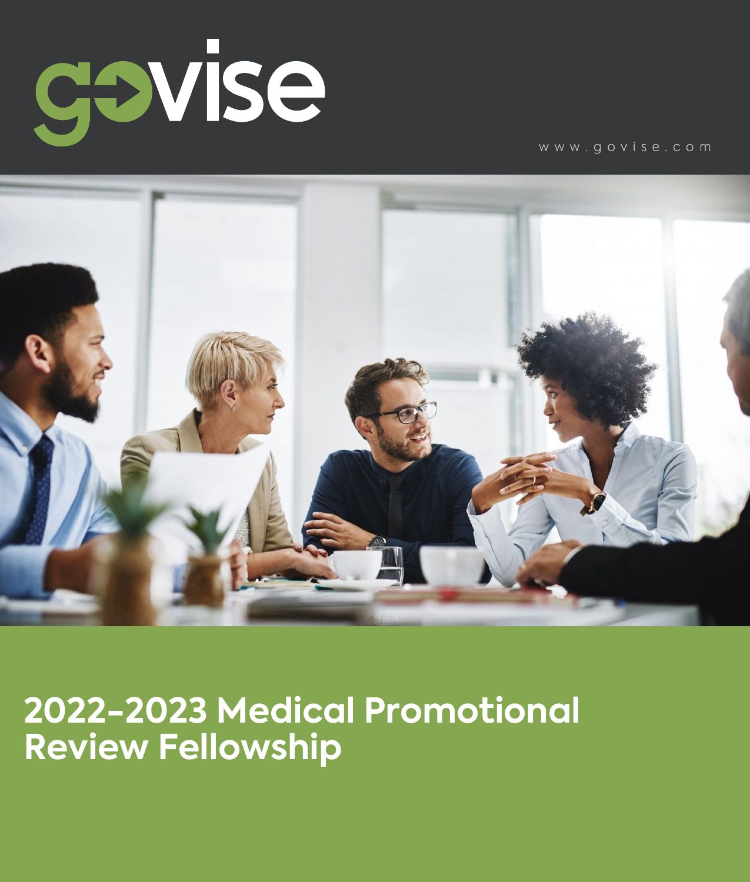govise

www.govise.com

# 2022-2023 Medical Promotional Review Fellowship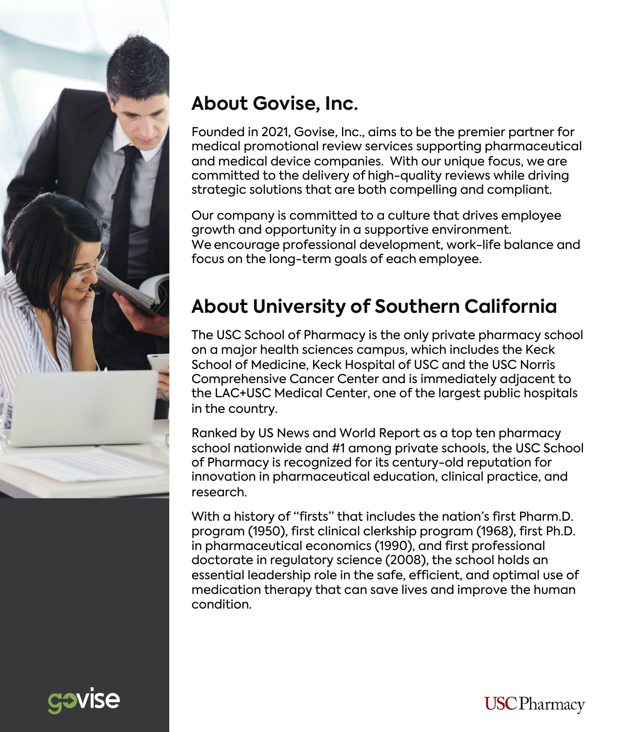## About Govise, Inc.

Founded in 2021, Govise, Inc., aims to be the premier partner for medical promotional review services supporting pharmaceutical and medical device companies. With our unique focus, we are committed to the delivery of high-quality reviews while driving strategic solutions that are both compelling and compliant.

Our company is committed to a culture that drives employee growth and opportunity in a supportive environment. We encourage professional development, work-life balance and focus on the long-term goals of each employee.

## About University of Southern California

The USC School of Pharmacy is the only private pharmacy school on a major health sciences campus, which includes the Keck School of Medicine, Keck Hospital of USC and the USC Norris Comprehensive Cancer Center and is immediately adjacent to the LAC+USC Medical Center, one of the largest public hospitals in the country.

Ranked by US News and World Report as a top ten pharmacy school nationwide and #1 among private schools, the USC School of Pharmacy is recognized for its century-old reputation for innovation in pharmaceutical education, clinical practice, and research.

With a history of "firsts" that includes the nation's first Pharm.D. program (1950), first clinical clerkship program (1968), first Ph.D. in pharmaceutical economics (1990), and first professional doctorate in regulatory science (2008), the school holds an essential leadership role in the safe, efficient, and optimal use of medication therapy that can save lives and improve the human condition.

govise

USC Pharmacy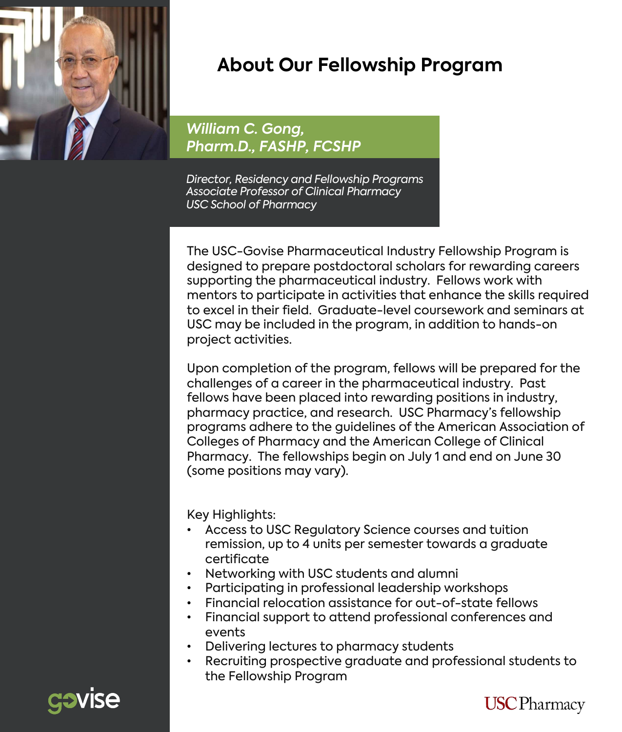# About Our Fellowship Program

***William C. Gong, Pharm.D., FASHP, FCSHP***

*Director, Residency and Fellowship Programs*
*Associate Professor of Clinical Pharmacy*
*USC School of Pharmacy*

The USC-Govise Pharmaceutical Industry Fellowship Program is designed to prepare postdoctoral scholars for rewarding careers supporting the pharmaceutical industry. Fellows work with mentors to participate in activities that enhance the skills required to excel in their field. Graduate-level coursework and seminars at USC may be included in the program, in addition to hands-on project activities.

Upon completion of the program, fellows will be prepared for the challenges of a career in the pharmaceutical industry. Past fellows have been placed into rewarding positions in industry, pharmacy practice, and research. USC Pharmacy's fellowship programs adhere to the guidelines of the American Association of Colleges of Pharmacy and the American College of Clinical Pharmacy. The fellowships begin on July 1 and end on June 30 (some positions may vary).

Key Highlights:

- Access to USC Regulatory Science courses and tuition remission, up to 4 units per semester towards a graduate certificate
- Networking with USC students and alumni
- Participating in professional leadership workshops
- Financial relocation assistance for out-of-state fellows
- Financial support to attend professional conferences and events
- Delivering lectures to pharmacy students
- Recruiting prospective graduate and professional students to the Fellowship Program

govise

USC Pharmacy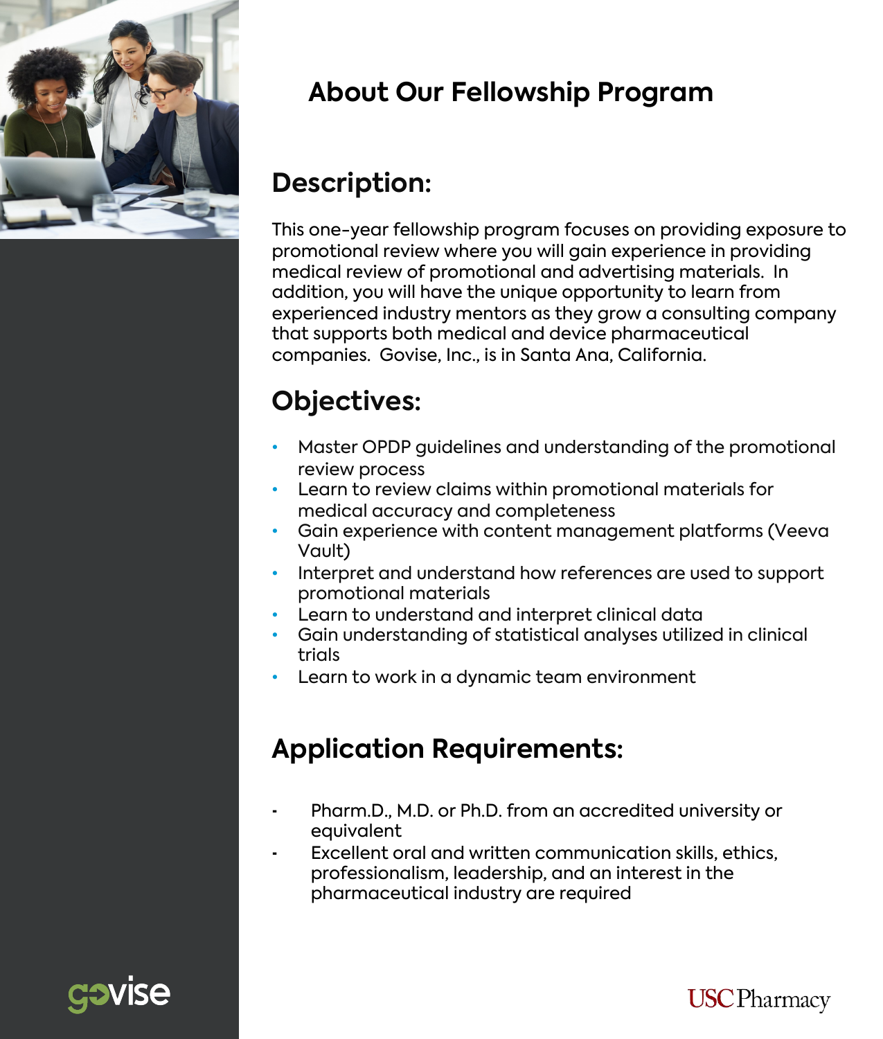# About Our Fellowship Program

## Description:

This one-year fellowship program focuses on providing exposure to promotional review where you will gain experience in providing medical review of promotional and advertising materials. In addition, you will have the unique opportunity to learn from experienced industry mentors as they grow a consulting company that supports both medical and device pharmaceutical companies. Govise, Inc., is in Santa Ana, California.

## Objectives:

- Master OPDP guidelines and understanding of the promotional review process
- Learn to review claims within promotional materials for medical accuracy and completeness
- Gain experience with content management platforms (Veeva Vault)
- Interpret and understand how references are used to support promotional materials
- Learn to understand and interpret clinical data
- Gain understanding of statistical analyses utilized in clinical trials
- Learn to work in a dynamic team environment

## Application Requirements:

- Pharm.D., M.D. or Ph.D. from an accredited university or equivalent
- Excellent oral and written communication skills, ethics, professionalism, leadership, and an interest in the pharmaceutical industry are required

govise

USC Pharmacy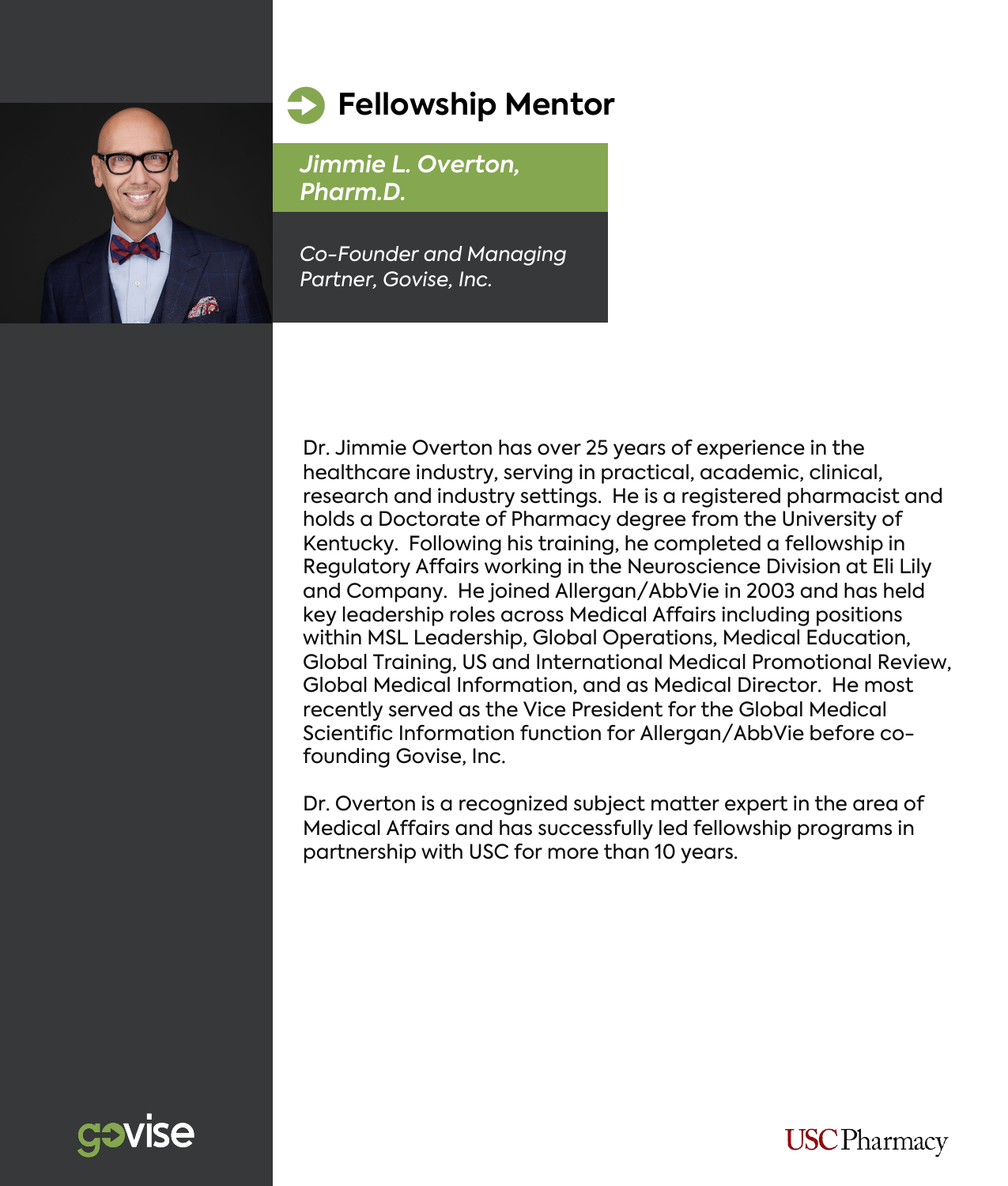## Fellowship Mentor

***Jimmie L. Overton, Pharm.D.***

*Co-Founder and Managing Partner, Govise, Inc.*

Dr. Jimmie Overton has over 25 years of experience in the healthcare industry, serving in practical, academic, clinical, research and industry settings. He is a registered pharmacist and holds a Doctorate of Pharmacy degree from the University of Kentucky. Following his training, he completed a fellowship in Regulatory Affairs working in the Neuroscience Division at Eli Lily and Company. He joined Allergan/AbbVie in 2003 and has held key leadership roles across Medical Affairs including positions within MSL Leadership, Global Operations, Medical Education, Global Training, US and International Medical Promotional Review, Global Medical Information, and as Medical Director. He most recently served as the Vice President for the Global Medical Scientific Information function for Allergan/AbbVie before co-founding Govise, Inc.

Dr. Overton is a recognized subject matter expert in the area of Medical Affairs and has successfully led fellowship programs in partnership with USC for more than 10 years.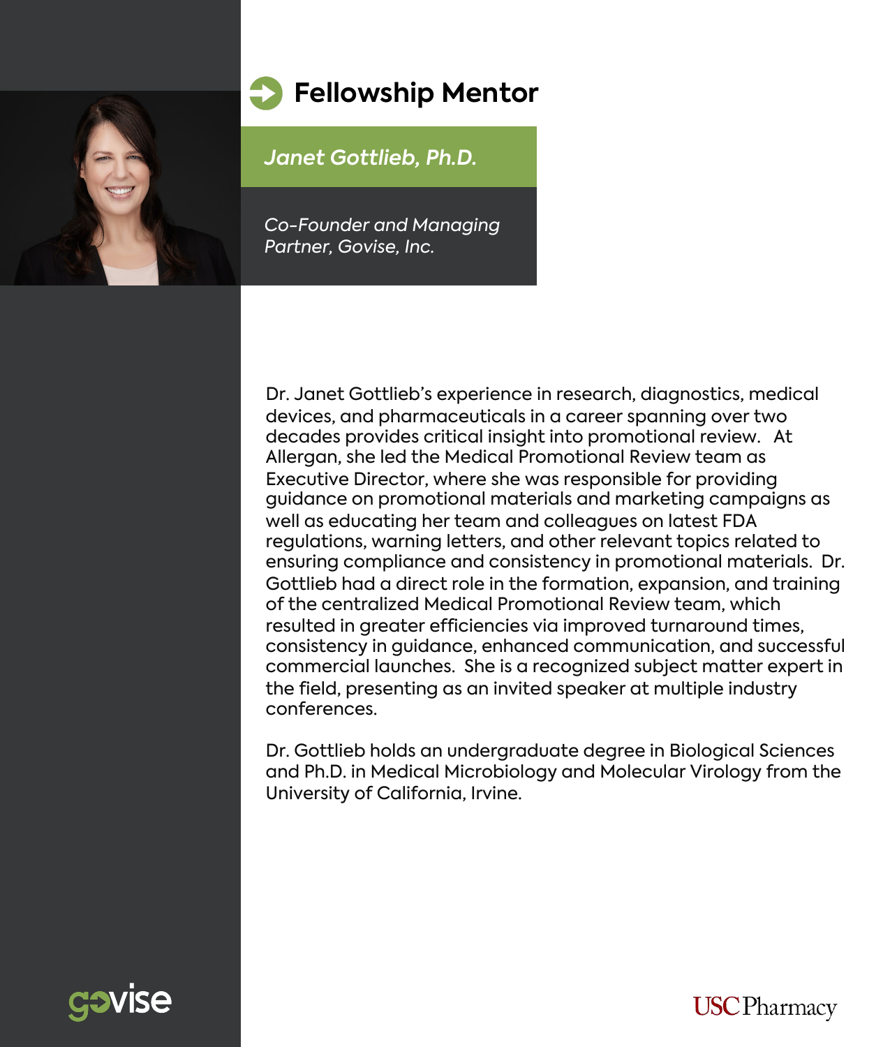## Fellowship Mentor

***Janet Gottlieb, Ph.D.***

*Co-Founder and Managing Partner, Govise, Inc.*

Dr. Janet Gottlieb's experience in research, diagnostics, medical devices, and pharmaceuticals in a career spanning over two decades provides critical insight into promotional review. At Allergan, she led the Medical Promotional Review team as Executive Director, where she was responsible for providing guidance on promotional materials and marketing campaigns as well as educating her team and colleagues on latest FDA regulations, warning letters, and other relevant topics related to ensuring compliance and consistency in promotional materials. Dr. Gottlieb had a direct role in the formation, expansion, and training of the centralized Medical Promotional Review team, which resulted in greater efficiencies via improved turnaround times, consistency in guidance, enhanced communication, and successful commercial launches. She is a recognized subject matter expert in the field, presenting as an invited speaker at multiple industry conferences.

Dr. Gottlieb holds an undergraduate degree in Biological Sciences and Ph.D. in Medical Microbiology and Molecular Virology from the University of California, Irvine.

govise

USC Pharmacy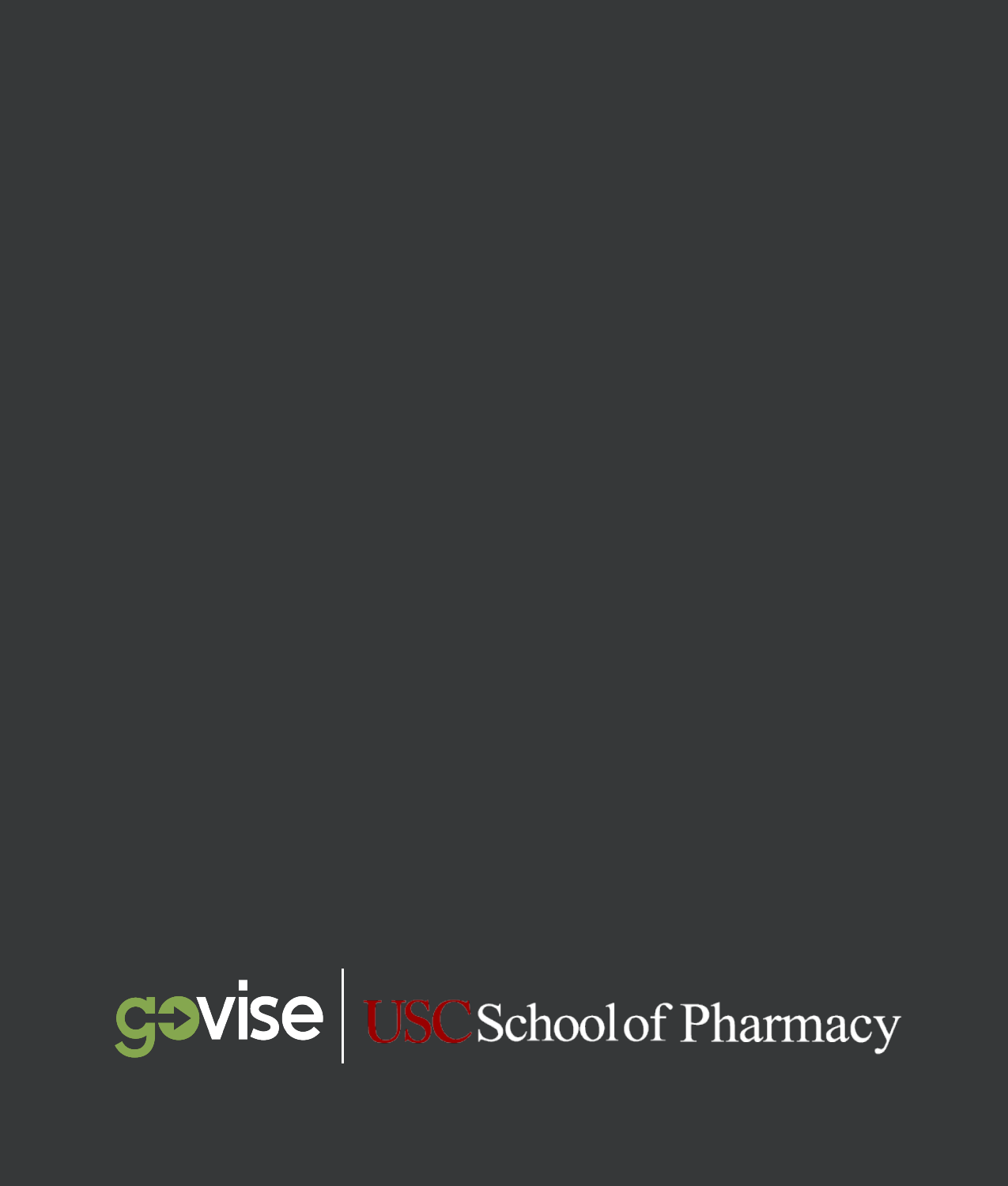govise | USC School of Pharmacy